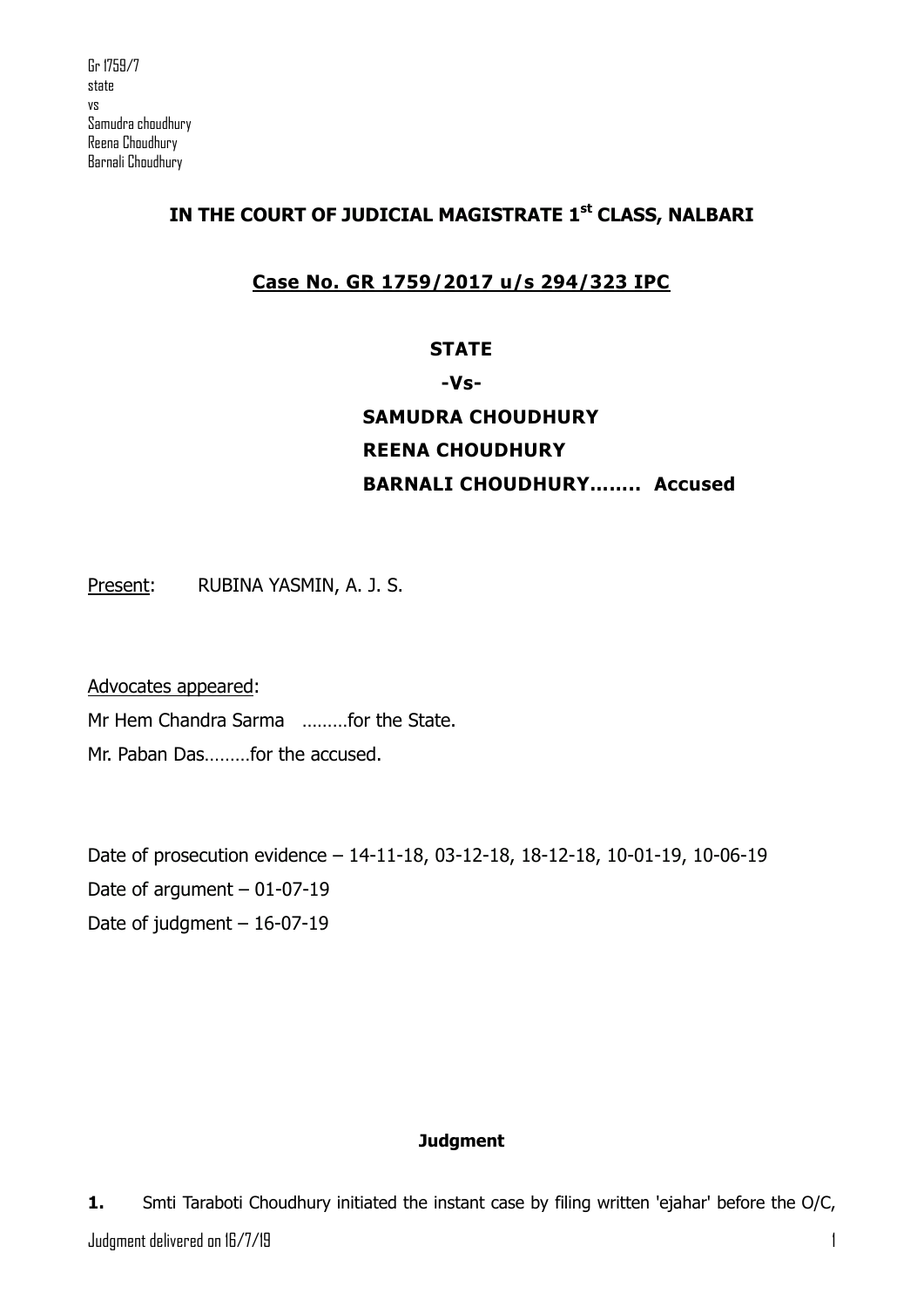# IN THE COURT OF JUDICIAL MAGISTRATE 1st CLASS, NALBARI

## Case No. GR 1759/2017 u/s 294/323 IPC

**STATE**

**-Vs-**

**SAMUDRA CHOUDHURY**
**REENA CHOUDHURY**
**BARNALI CHOUDHURY........ Accused**

Present: RUBINA YASMIN, A. J. S.

Advocates appeared:

Mr Hem Chandra Sarma .........for the State.

Mr. Paban Das.........for the accused.

Date of prosecution evidence – 14-11-18, 03-12-18, 18-12-18, 10-01-19, 10-06-19

Date of argument – 01-07-19

Date of judgment – 16-07-19

**Judgment**

**1.** Smti Taraboti Choudhury initiated the instant case by filing written 'ejahar' before the O/C,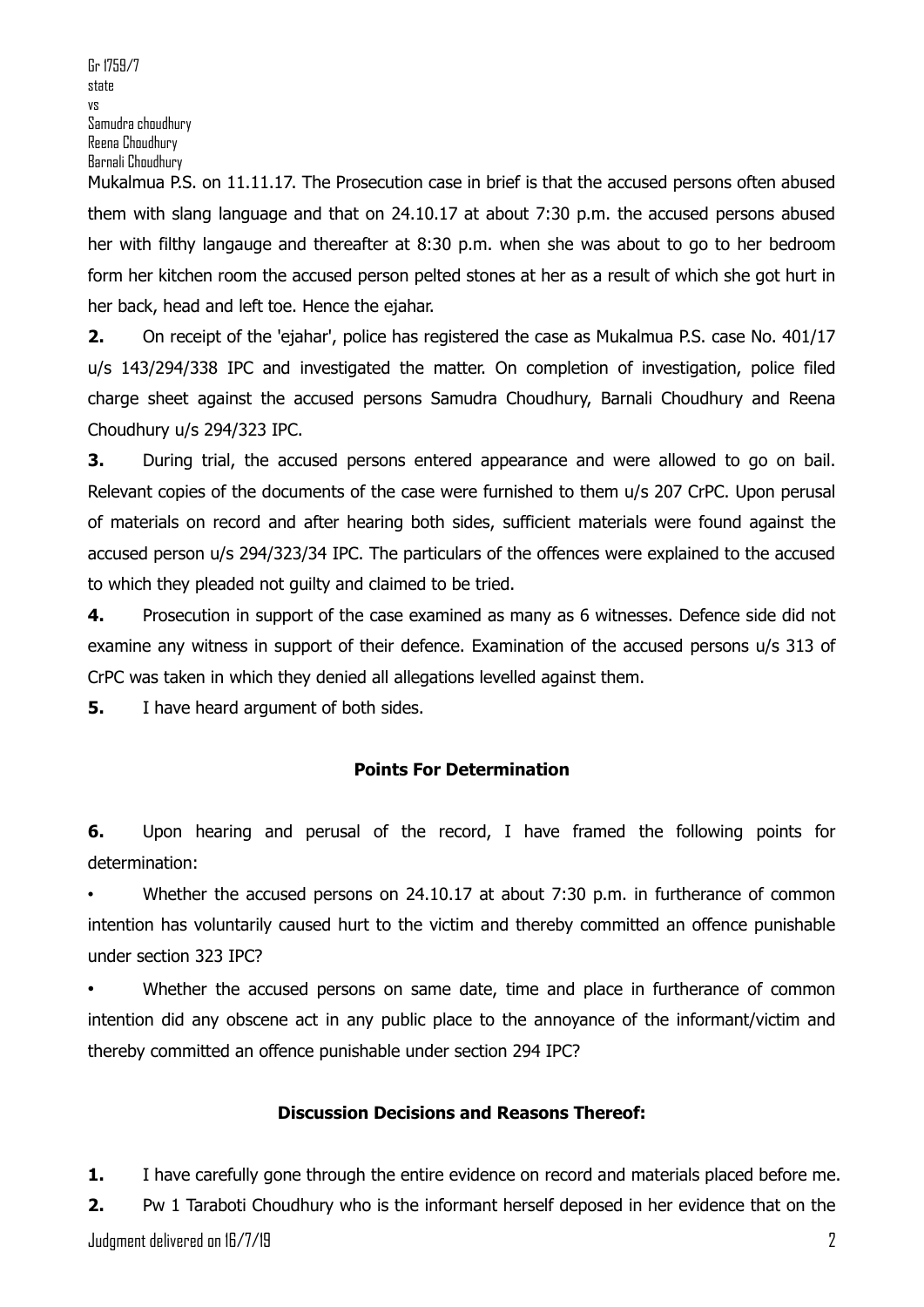Mukalmua P.S. on 11.11.17. The Prosecution case in brief is that the accused persons often abused them with slang language and that on 24.10.17 at about 7:30 p.m. the accused persons abused her with filthy langauge and thereafter at 8:30 p.m. when she was about to go to her bedroom form her kitchen room the accused person pelted stones at her as a result of which she got hurt in her back, head and left toe. Hence the ejahar.

**2.** On receipt of the 'ejahar', police has registered the case as Mukalmua P.S. case No. 401/17 u/s 143/294/338 IPC and investigated the matter. On completion of investigation, police filed charge sheet against the accused persons Samudra Choudhury, Barnali Choudhury and Reena Choudhury u/s 294/323 IPC.

**3.** During trial, the accused persons entered appearance and were allowed to go on bail. Relevant copies of the documents of the case were furnished to them u/s 207 CrPC. Upon perusal of materials on record and after hearing both sides, sufficient materials were found against the accused person u/s 294/323/34 IPC. The particulars of the offences were explained to the accused to which they pleaded not guilty and claimed to be tried.

**4.** Prosecution in support of the case examined as many as 6 witnesses. Defence side did not examine any witness in support of their defence. Examination of the accused persons u/s 313 of CrPC was taken in which they denied all allegations levelled against them.

**5.** I have heard argument of both sides.

## Points For Determination

**6.** Upon hearing and perusal of the record, I have framed the following points for determination:

- Whether the accused persons on 24.10.17 at about 7:30 p.m. in furtherance of common intention has voluntarily caused hurt to the victim and thereby committed an offence punishable under section 323 IPC?
- Whether the accused persons on same date, time and place in furtherance of common intention did any obscene act in any public place to the annoyance of the informant/victim and thereby committed an offence punishable under section 294 IPC?

## Discussion Decisions and Reasons Thereof:

**1.** I have carefully gone through the entire evidence on record and materials placed before me.

**2.** Pw 1 Taraboti Choudhury who is the informant herself deposed in her evidence that on the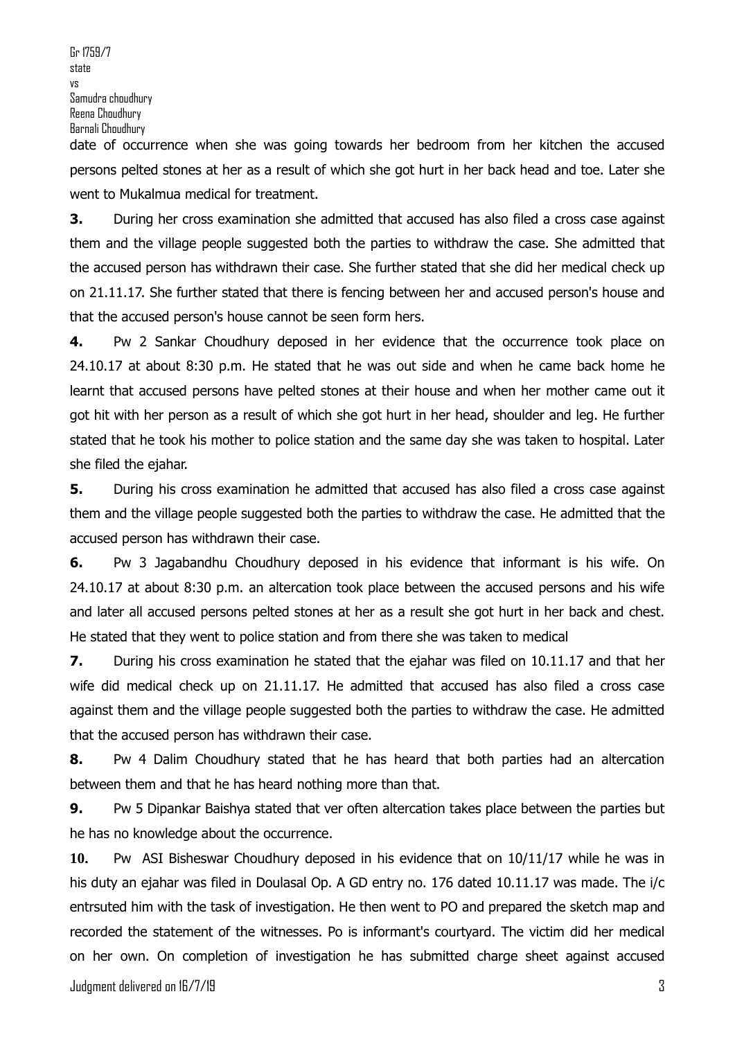date of occurrence when she was going towards her bedroom from her kitchen the accused persons pelted stones at her as a result of which she got hurt in her back head and toe. Later she went to Mukalmua medical for treatment.

**3.** During her cross examination she admitted that accused has also filed a cross case against them and the village people suggested both the parties to withdraw the case. She admitted that the accused person has withdrawn their case. She further stated that she did her medical check up on 21.11.17. She further stated that there is fencing between her and accused person's house and that the accused person's house cannot be seen form hers.

**4.** Pw 2 Sankar Choudhury deposed in her evidence that the occurrence took place on 24.10.17 at about 8:30 p.m. He stated that he was out side and when he came back home he learnt that accused persons have pelted stones at their house and when her mother came out it got hit with her person as a result of which she got hurt in her head, shoulder and leg. He further stated that he took his mother to police station and the same day she was taken to hospital. Later she filed the ejahar.

**5.** During his cross examination he admitted that accused has also filed a cross case against them and the village people suggested both the parties to withdraw the case. He admitted that the accused person has withdrawn their case.

**6.** Pw 3 Jagabandhu Choudhury deposed in his evidence that informant is his wife. On 24.10.17 at about 8:30 p.m. an altercation took place between the accused persons and his wife and later all accused persons pelted stones at her as a result she got hurt in her back and chest. He stated that they went to police station and from there she was taken to medical

**7.** During his cross examination he stated that the ejahar was filed on 10.11.17 and that her wife did medical check up on 21.11.17. He admitted that accused has also filed a cross case against them and the village people suggested both the parties to withdraw the case. He admitted that the accused person has withdrawn their case.

**8.** Pw 4 Dalim Choudhury stated that he has heard that both parties had an altercation between them and that he has heard nothing more than that.

**9.** Pw 5 Dipankar Baishya stated that ver often altercation takes place between the parties but he has no knowledge about the occurrence.

**10.** Pw ASI Bisheswar Choudhury deposed in his evidence that on 10/11/17 while he was in his duty an ejahar was filed in Doulasal Op. A GD entry no. 176 dated 10.11.17 was made. The i/c entrsuted him with the task of investigation. He then went to PO and prepared the sketch map and recorded the statement of the witnesses. Po is informant's courtyard. The victim did her medical on her own. On completion of investigation he has submitted charge sheet against accused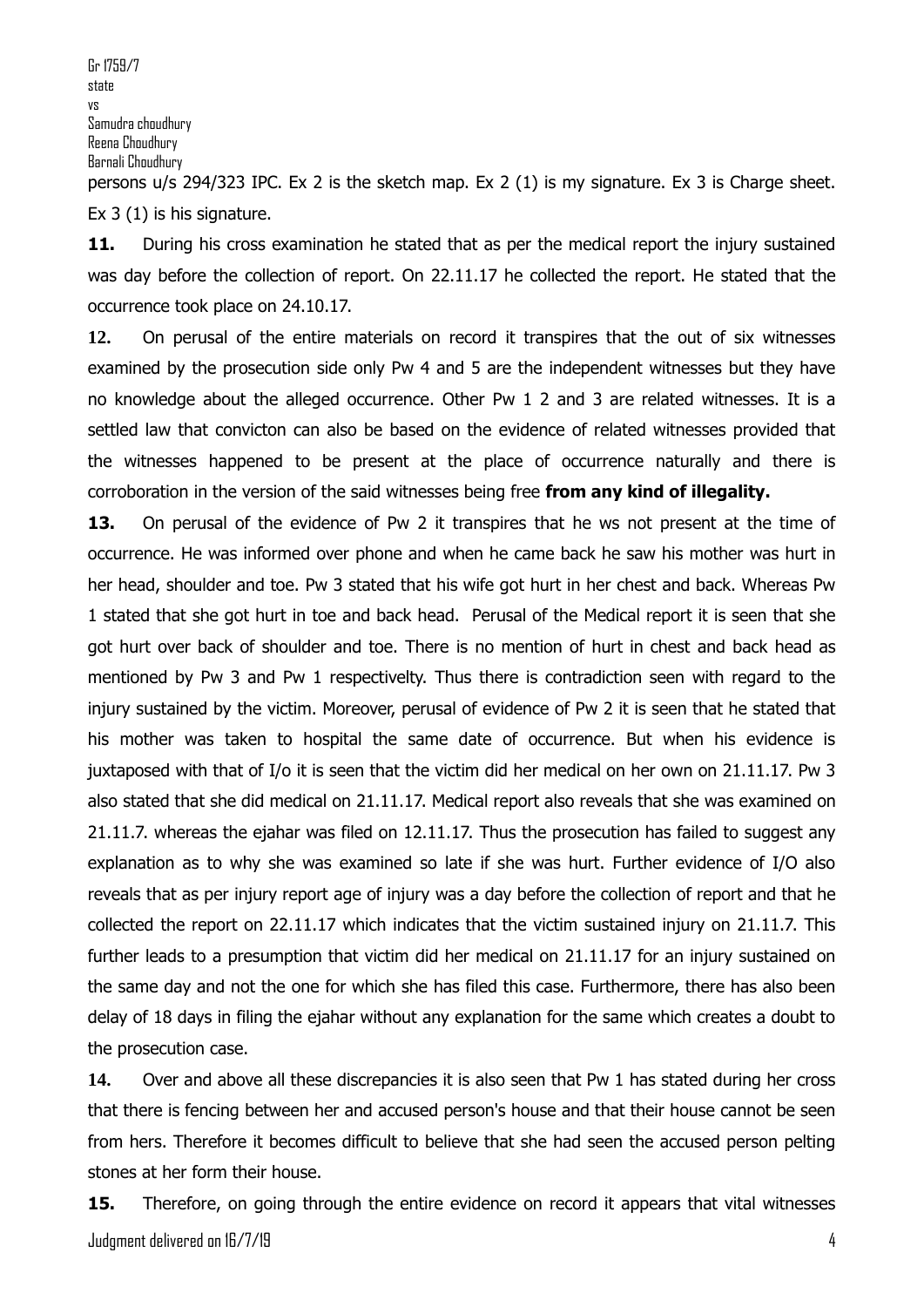persons u/s 294/323 IPC. Ex 2 is the sketch map. Ex 2 (1) is my signature. Ex 3 is Charge sheet. Ex 3 (1) is his signature.

**11.** During his cross examination he stated that as per the medical report the injury sustained was day before the collection of report. On 22.11.17 he collected the report. He stated that the occurrence took place on 24.10.17.

**12.** On perusal of the entire materials on record it transpires that the out of six witnesses examined by the prosecution side only Pw 4 and 5 are the independent witnesses but they have no knowledge about the alleged occurrence. Other Pw 1 2 and 3 are related witnesses. It is a settled law that convicton can also be based on the evidence of related witnesses provided that the witnesses happened to be present at the place of occurrence naturally and there is corroboration in the version of the said witnesses being free **from any kind of illegality.**

**13.** On perusal of the evidence of Pw 2 it transpires that he ws not present at the time of occurrence. He was informed over phone and when he came back he saw his mother was hurt in her head, shoulder and toe. Pw 3 stated that his wife got hurt in her chest and back. Whereas Pw 1 stated that she got hurt in toe and back head. Perusal of the Medical report it is seen that she got hurt over back of shoulder and toe. There is no mention of hurt in chest and back head as mentioned by Pw 3 and Pw 1 respectivelty. Thus there is contradiction seen with regard to the injury sustained by the victim. Moreover, perusal of evidence of Pw 2 it is seen that he stated that his mother was taken to hospital the same date of occurrence. But when his evidence is juxtaposed with that of I/o it is seen that the victim did her medical on her own on 21.11.17. Pw 3 also stated that she did medical on 21.11.17. Medical report also reveals that she was examined on 21.11.7. whereas the ejahar was filed on 12.11.17. Thus the prosecution has failed to suggest any explanation as to why she was examined so late if she was hurt. Further evidence of I/O also reveals that as per injury report age of injury was a day before the collection of report and that he collected the report on 22.11.17 which indicates that the victim sustained injury on 21.11.7. This further leads to a presumption that victim did her medical on 21.11.17 for an injury sustained on the same day and not the one for which she has filed this case. Furthermore, there has also been delay of 18 days in filing the ejahar without any explanation for the same which creates a doubt to the prosecution case.

**14.** Over and above all these discrepancies it is also seen that Pw 1 has stated during her cross that there is fencing between her and accused person's house and that their house cannot be seen from hers. Therefore it becomes difficult to believe that she had seen the accused person pelting stones at her form their house.

**15.** Therefore, on going through the entire evidence on record it appears that vital witnesses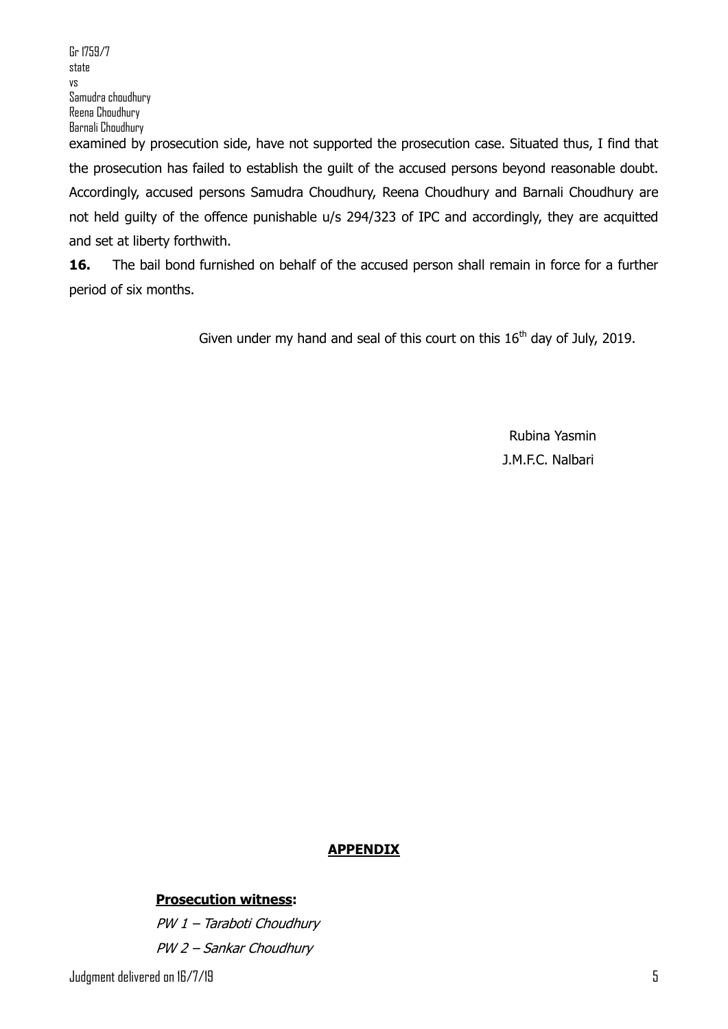examined by prosecution side, have not supported the prosecution case. Situated thus, I find that the prosecution has failed to establish the guilt of the accused persons beyond reasonable doubt. Accordingly, accused persons Samudra Choudhury, Reena Choudhury and Barnali Choudhury are not held guilty of the offence punishable u/s 294/323 of IPC and accordingly, they are acquitted and set at liberty forthwith.

**16.** The bail bond furnished on behalf of the accused person shall remain in force for a further period of six months.

Given under my hand and seal of this court on this 16th day of July, 2019.

Rubina Yasmin
J.M.F.C. Nalbari

## APPENDIX

**Prosecution witness:**

*PW 1 – Taraboti Choudhury*

*PW 2 – Sankar Choudhury*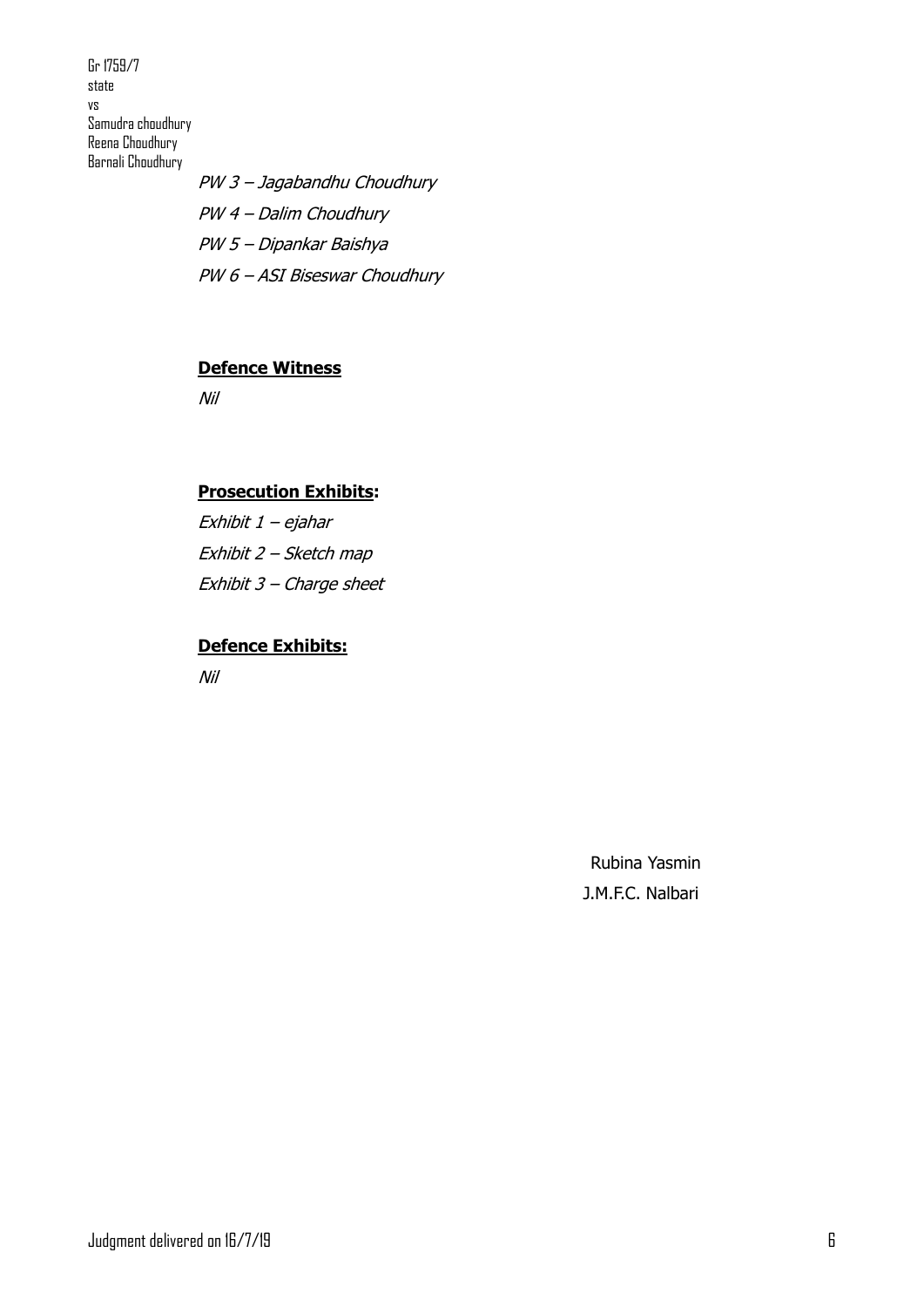*PW 3 – Jagabandhu Choudhury*

*PW 4 – Dalim Choudhury*

*PW 5 – Dipankar Baishya*

*PW 6 – ASI Biseswar Choudhury*

**Defence Witness**

*Nil*

**Prosecution Exhibits:**

*Exhibit 1 – ejahar*

*Exhibit 2 – Sketch map*

*Exhibit 3 – Charge sheet*

**Defence Exhibits:**

*Nil*

Rubina Yasmin

J.M.F.C. Nalbari